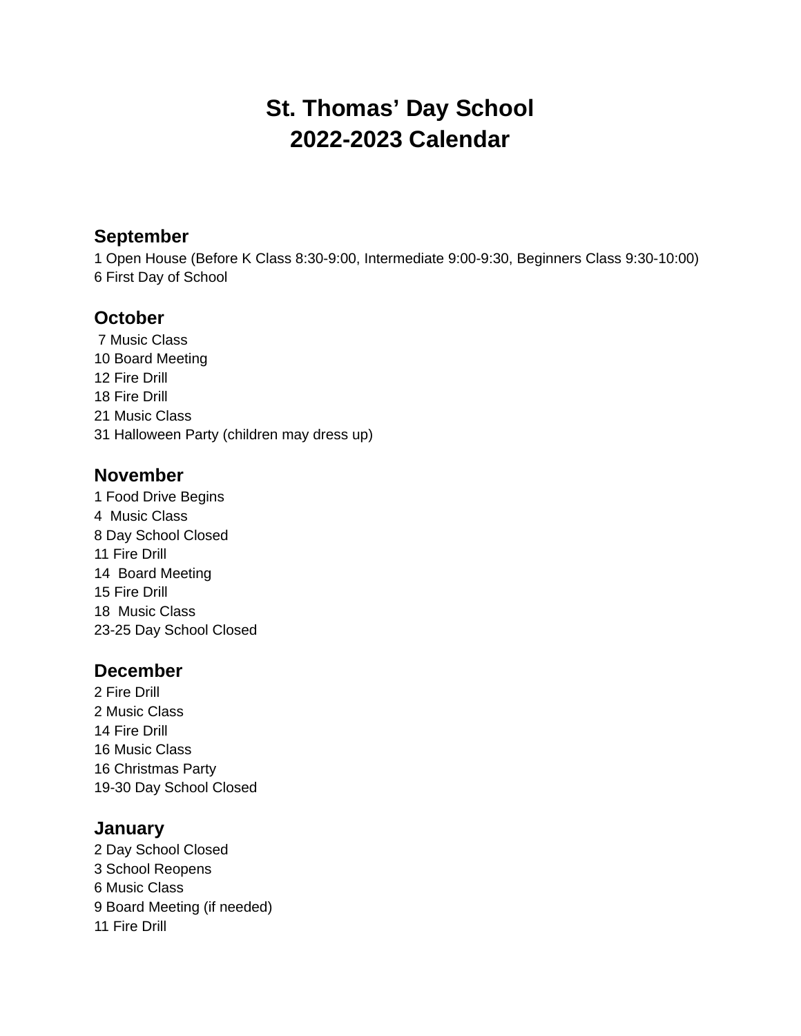# St. Thomas' Day School
# 2022-2023 Calendar

## September

1 Open House (Before K Class 8:30-9:00, Intermediate 9:00-9:30, Beginners Class 9:30-10:00)
6 First Day of School

## October

7 Music Class
10 Board Meeting
12 Fire Drill
18 Fire Drill
21 Music Class
31 Halloween Party (children may dress up)

## November

1 Food Drive Begins
4 Music Class
8 Day School Closed
11 Fire Drill
14 Board Meeting
15 Fire Drill
18 Music Class
23-25 Day School Closed

## December

2 Fire Drill
2 Music Class
14 Fire Drill
16 Music Class
16 Christmas Party
19-30 Day School Closed

## January

2 Day School Closed
3 School Reopens
6 Music Class
9 Board Meeting (if needed)
11 Fire Drill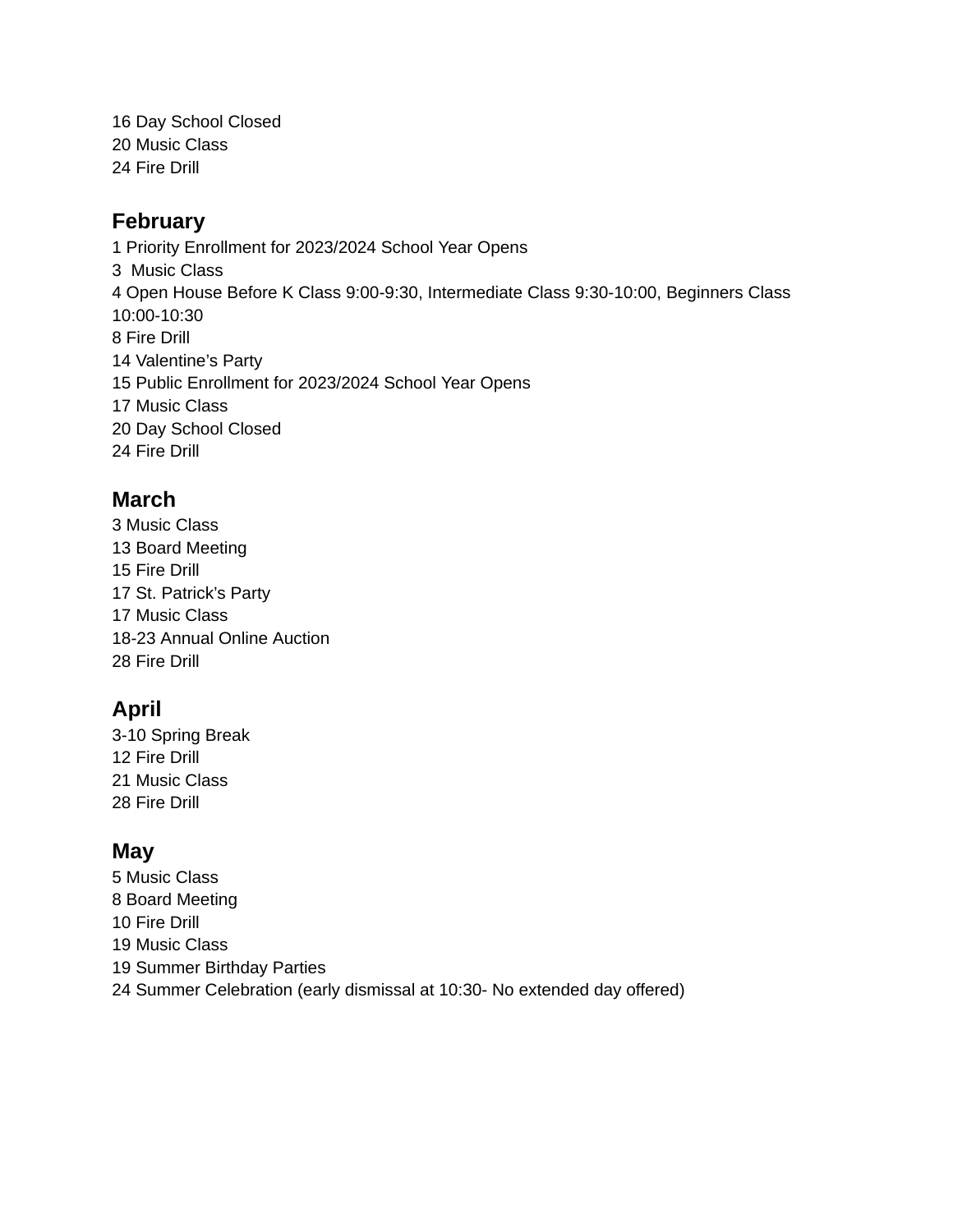16 Day School Closed
20 Music Class
24 Fire Drill

## February

1 Priority Enrollment for 2023/2024 School Year Opens
3 Music Class
4 Open House Before K Class 9:00-9:30, Intermediate Class 9:30-10:00, Beginners Class 10:00-10:30
8 Fire Drill
14 Valentine's Party
15 Public Enrollment for 2023/2024 School Year Opens
17 Music Class
20 Day School Closed
24 Fire Drill

## March

3 Music Class
13 Board Meeting
15 Fire Drill
17 St. Patrick's Party
17 Music Class
18-23 Annual Online Auction
28 Fire Drill

## April

3-10 Spring Break
12 Fire Drill
21 Music Class
28 Fire Drill

## May

5 Music Class
8 Board Meeting
10 Fire Drill
19 Music Class
19 Summer Birthday Parties
24 Summer Celebration (early dismissal at 10:30- No extended day offered)